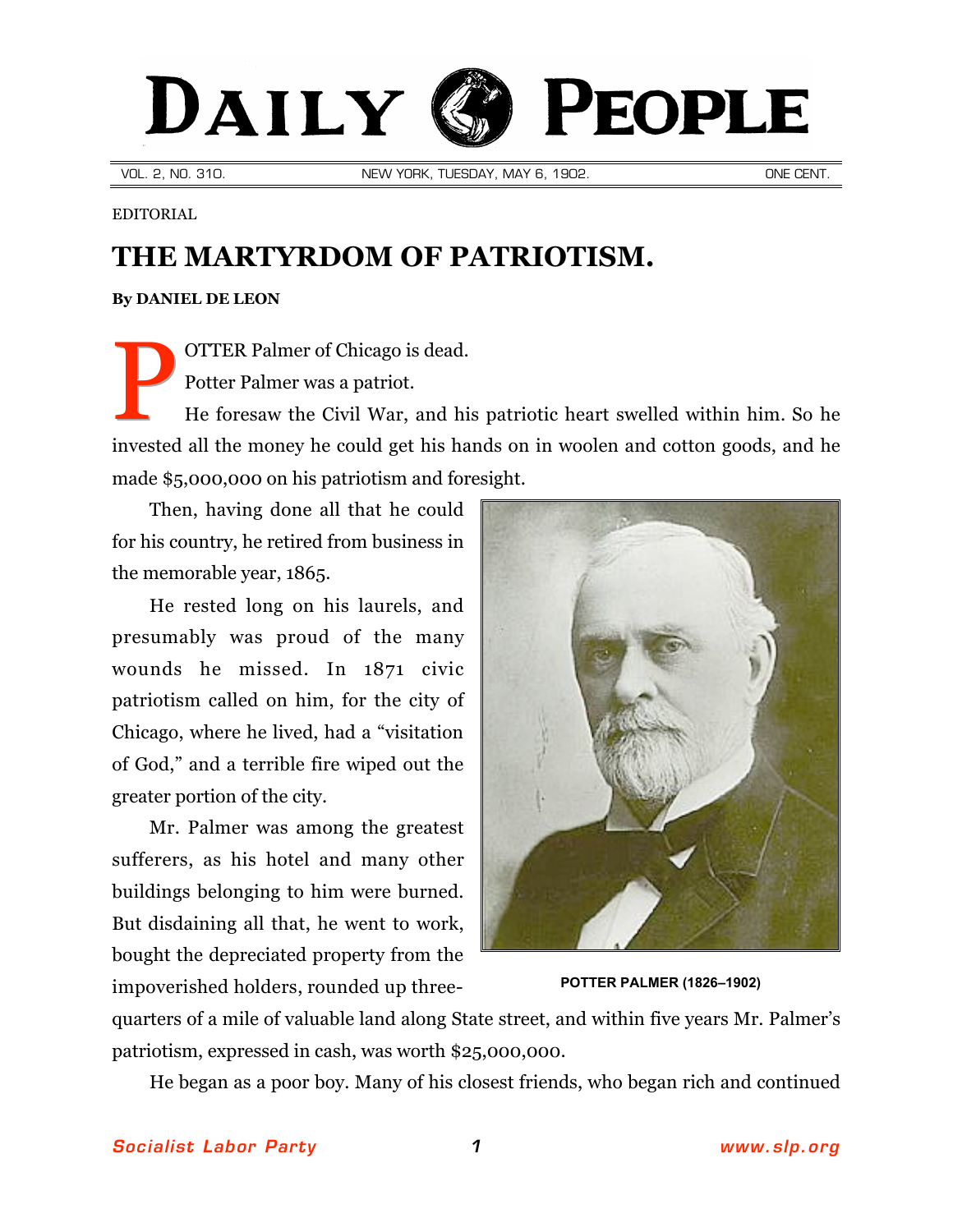# DAILY PEOPLE

VOL. 2, NO. 310. NEW YORK, TUESDAY, MAY 6, 1902. ONE CENT.

EDITORIAL

## THE MARTYRDOM OF PATRIOTISM.

**By DANIEL DE LEON**

POTTER Palmer of Chicago is dead.

Potter Palmer was a patriot.

He foresaw the Civil War, and his patriotic heart swelled within him. So he invested all the money he could get his hands on in woolen and cotton goods, and he made $5,000,000 on his patriotism and foresight.

Then, having done all that he could for his country, he retired from business in the memorable year, 1865.

He rested long on his laurels, and presumably was proud of the many wounds he missed. In 1871 civic patriotism called on him, for the city of Chicago, where he lived, had a "visitation of God," and a terrible fire wiped out the greater portion of the city.

Mr. Palmer was among the greatest sufferers, as his hotel and many other buildings belonging to him were burned. But disdaining all that, he went to work, bought the depreciated property from the impoverished holders, rounded up three-quarters of a mile of valuable land along State street, and within five years Mr. Palmer's patriotism, expressed in cash, was worth $25,000,000.

POTTER PALMER (1826–1902)

He began as a poor boy. Many of his closest friends, who began rich and continued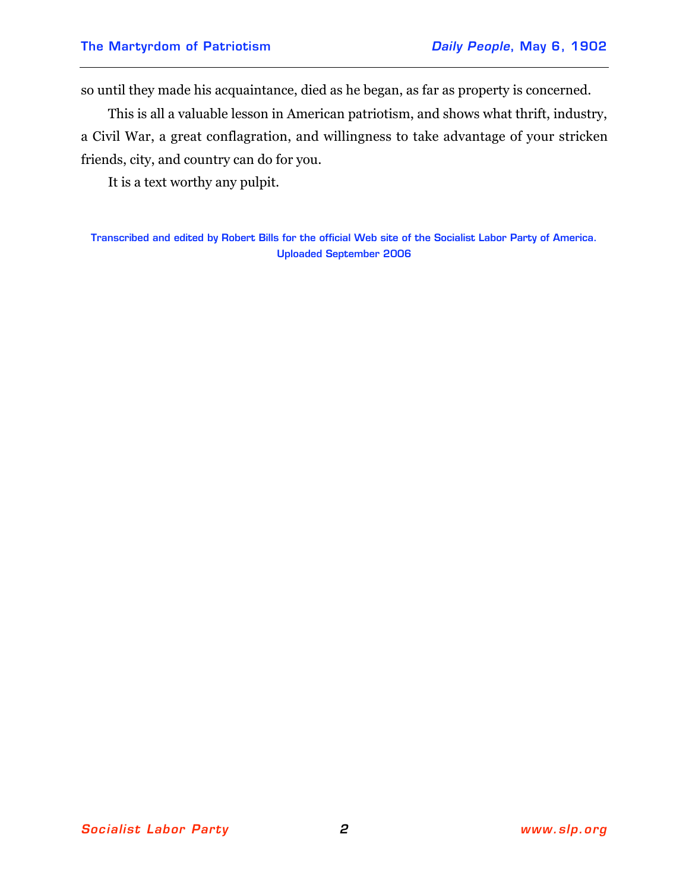so until they made his acquaintance, died as he began, as far as property is concerned.

This is all a valuable lesson in American patriotism, and shows what thrift, industry, a Civil War, a great conflagration, and willingness to take advantage of your stricken friends, city, and country can do for you.

It is a text worthy any pulpit.

Transcribed and edited by Robert Bills for the official Web site of the Socialist Labor Party of America.
Uploaded September 2006